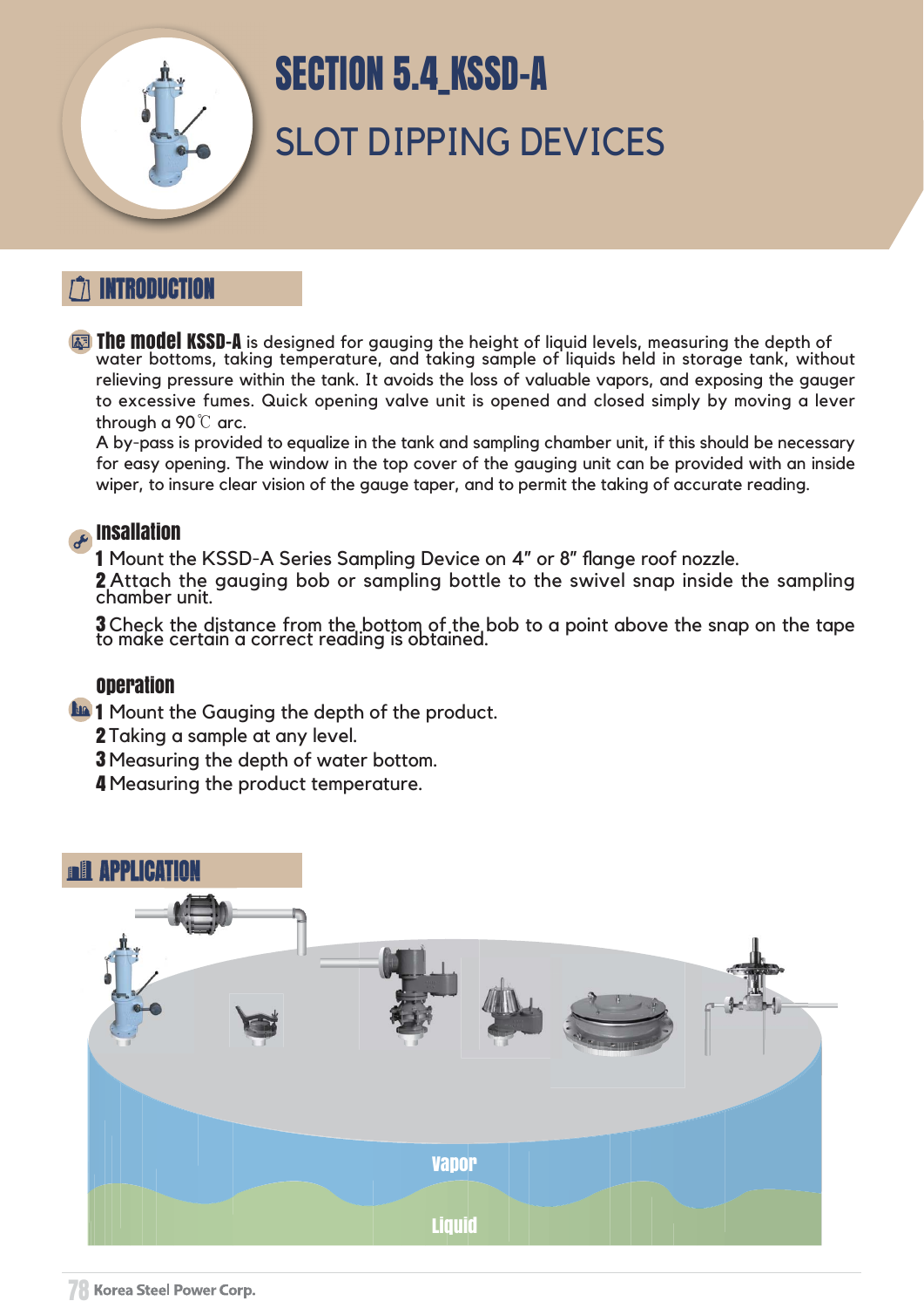# SECTION 5.4_KSSD-A

## SLOT DIPPING DEVICES

## INTRODUCTION

**The model KSSD-A** is designed for gauging the height of liquid levels, measuring the depth of water bottoms, taking temperature, and taking sample of liquids held in storage tank, without relieving pressure within the tank. It avoids the loss of valuable vapors, and exposing the gauger to excessive fumes. Quick opening valve unit is opened and closed simply by moving a lever through a 90℃ arc.

A by-pass is provided to equalize in the tank and sampling chamber unit, if this should be necessary for easy opening. The window in the top cover of the gauging unit can be provided with an inside wiper, to insure clear vision of the gauge taper, and to permit the taking of accurate reading.

### Insallation

1. Mount the KSSD-A Series Sampling Device on 4" or 8" flange roof nozzle.
2. Attach the gauging bob or sampling bottle to the swivel snap inside the sampling chamber unit.
3. Check the distance from the bottom of the bob to a point above the snap on the tape to make certain a correct reading is obtained.

### Operation

1. Mount the Gauging the depth of the product.
2. Taking a sample at any level.
3. Measuring the depth of water bottom.
4. Measuring the product temperature.

## APPLICATION

Vapor

Liquid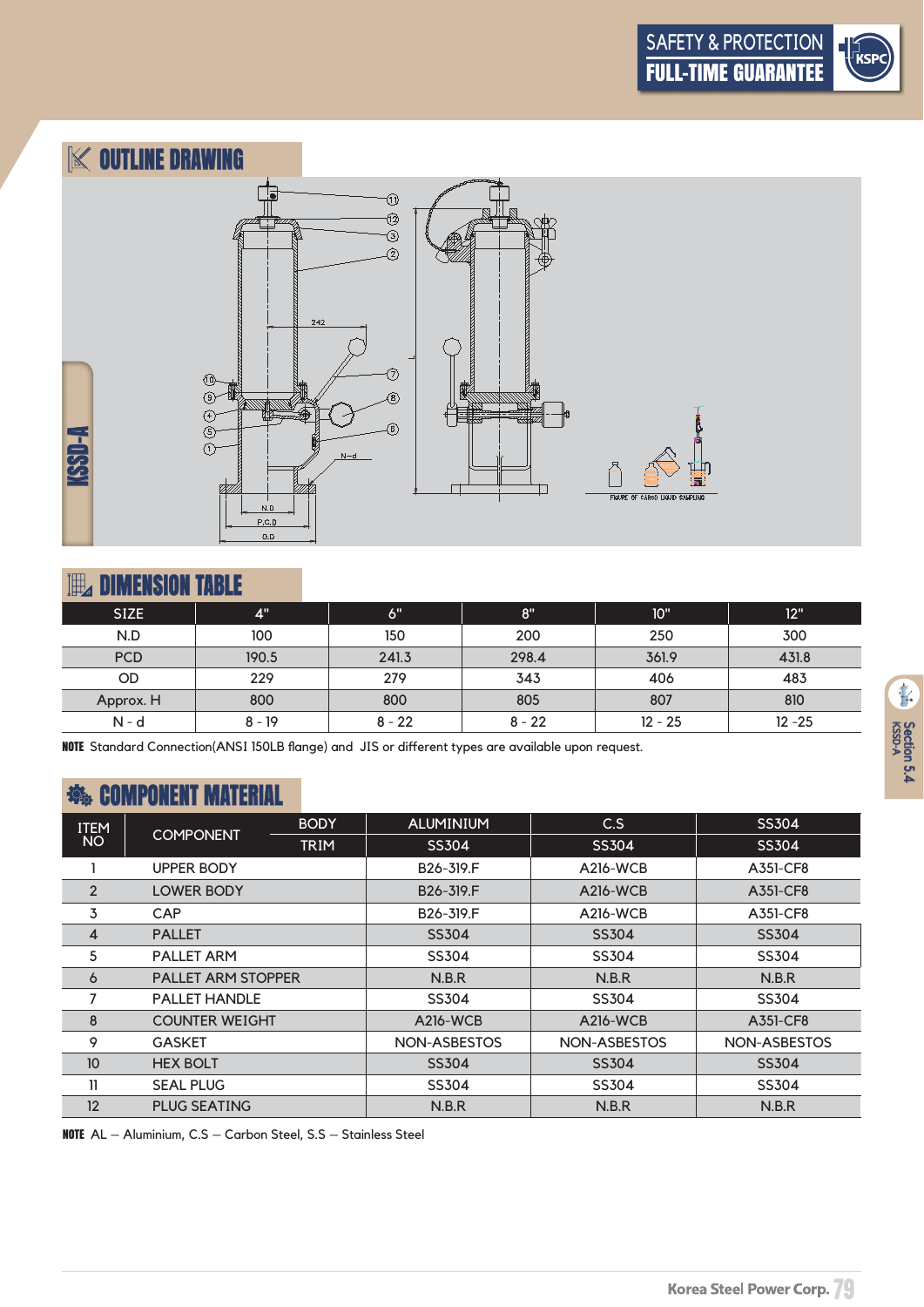## OUTLINE DRAWING

242

N.D

P.C.D

O.D

N–d

FIGURE OF CARGO LIQUID SAMPLING

## DIMENSION TABLE

| SIZE | 4" | 6" | 8" | 10" | 12" |
|---|---|---|---|---|---|
| N.D | 100 | 150 | 200 | 250 | 300 |
| PCD | 190.5 | 241.3 | 298.4 | 361.9 | 431.8 |
| OD | 229 | 279 | 343 | 406 | 483 |
| Approx. H | 800 | 800 | 805 | 807 | 810 |
| N - d | 8 - 19 | 8 - 22 | 8 - 22 | 12 - 25 | 12 -25 |

**NOTE** Standard Connection(ANSI 150LB flange) and JIS or different types are available upon request.

## COMPONENT MATERIAL

| ITEM NO | COMPONENT | BODY | ALUMINIUM | C.S | SS304 |
|---|---|---|---|---|---|
| | | TRIM | SS304 | SS304 | SS304 |
| 1 | UPPER BODY | | B26-319.F | A216-WCB | A351-CF8 |
| 2 | LOWER BODY | | B26-319.F | A216-WCB | A351-CF8 |
| 3 | CAP | | B26-319.F | A216-WCB | A351-CF8 |
| 4 | PALLET | | SS304 | SS304 | SS304 |
| 5 | PALLET ARM | | SS304 | SS304 | SS304 |
| 6 | PALLET ARM STOPPER | | N.B.R | N.B.R | N.B.R |
| 7 | PALLET HANDLE | | SS304 | SS304 | SS304 |
| 8 | COUNTER WEIGHT | | A216-WCB | A216-WCB | A351-CF8 |
| 9 | GASKET | | NON-ASBESTOS | NON-ASBESTOS | NON-ASBESTOS |
| 10 | HEX BOLT | | SS304 | SS304 | SS304 |
| 11 | SEAL PLUG | | SS304 | SS304 | SS304 |
| 12 | PLUG SEATING | | N.B.R | N.B.R | N.B.R |

**NOTE** AL – Aluminium, C.S – Carbon Steel, S.S – Stainless Steel